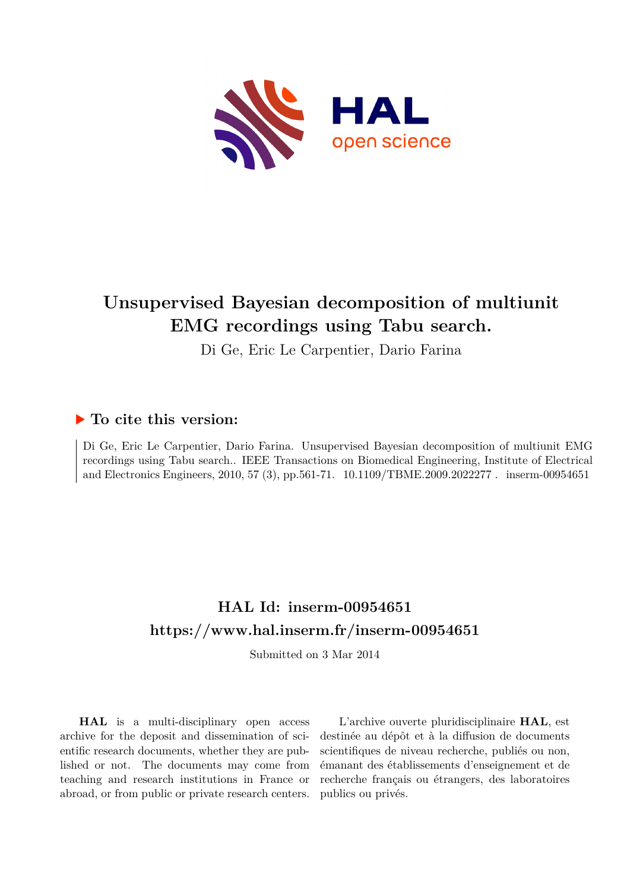# Unsupervised Bayesian decomposition of multiunit EMG recordings using Tabu search.

Di Ge, Eric Le Carpentier, Dario Farina

## To cite this version:

Di Ge, Eric Le Carpentier, Dario Farina. Unsupervised Bayesian decomposition of multiunit EMG recordings using Tabu search.. IEEE Transactions on Biomedical Engineering, Institute of Electrical and Electronics Engineers, 2010, 57 (3), pp.561-71. 10.1109/TBME.2009.2022277 . inserm-00954651

## HAL Id: inserm-00954651
## https://www.hal.inserm.fr/inserm-00954651

Submitted on 3 Mar 2014

**HAL** is a multi-disciplinary open access archive for the deposit and dissemination of scientific research documents, whether they are published or not. The documents may come from teaching and research institutions in France or abroad, or from public or private research centers.

L'archive ouverte pluridisciplinaire **HAL**, est destinée au dépôt et à la diffusion de documents scientifiques de niveau recherche, publiés ou non, émanant des établissements d'enseignement et de recherche français ou étrangers, des laboratoires publics ou privés.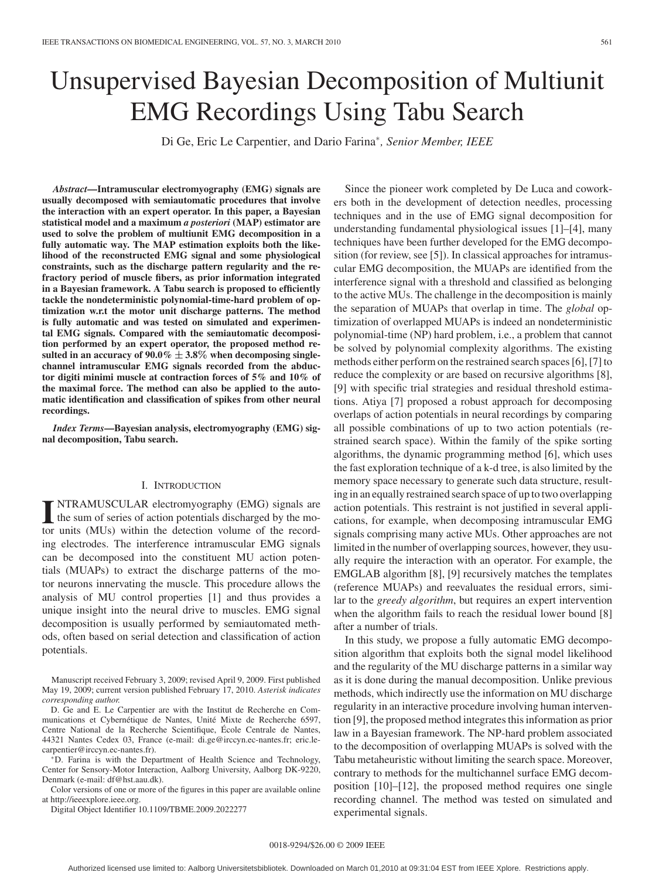# Unsupervised Bayesian Decomposition of Multiunit EMG Recordings Using Tabu Search

Di Ge, Eric Le Carpentier, and Dario Farina*, *Senior Member, IEEE*

***Abstract*—Intramuscular electromyography (EMG) signals are usually decomposed with semiautomatic procedures that involve the interaction with an expert operator. In this paper, a Bayesian statistical model and a maximum *a posteriori* (MAP) estimator are used to solve the problem of multiunit EMG decomposition in a fully automatic way. The MAP estimation exploits both the likelihood of the reconstructed EMG signal and some physiological constraints, such as the discharge pattern regularity and the refractory period of muscle fibers, as prior information integrated in a Bayesian framework. A Tabu search is proposed to efficiently tackle the nondeterministic polynomial-time-hard problem of optimization w.r.t the motor unit discharge patterns. The method is fully automatic and was tested on simulated and experimental EMG signals. Compared with the semiautomatic decomposition performed by an expert operator, the proposed method resulted in an accuracy of 90.0% ± 3.8% when decomposing single-channel intramuscular EMG signals recorded from the abductor digiti minimi muscle at contraction forces of 5% and 10% of the maximal force. The method can also be applied to the automatic identification and classification of spikes from other neural recordings.**

***Index Terms*—Bayesian analysis, electromyography (EMG) signal decomposition, Tabu search.**

## I. Introduction

Intramuscular electromyography (EMG) signals are the sum of series of action potentials discharged by the motor units (MUs) within the detection volume of the recording electrodes. The interference intramuscular EMG signals can be decomposed into the constituent MU action potentials (MUAPs) to extract the discharge patterns of the motor neurons innervating the muscle. This procedure allows the analysis of MU control properties [1] and thus provides a unique insight into the neural drive to muscles. EMG signal decomposition is usually performed by semiautomated methods, often based on serial detection and classification of action potentials.

Since the pioneer work completed by De Luca and coworkers both in the development of detection needles, processing techniques and in the use of EMG signal decomposition for understanding fundamental physiological issues [1]–[4], many techniques have been further developed for the EMG decomposition (for review, see [5]). In classical approaches for intramuscular EMG decomposition, the MUAPs are identified from the interference signal with a threshold and classified as belonging to the active MUs. The challenge in the decomposition is mainly the separation of MUAPs that overlap in time. The *global* optimization of overlapped MUAPs is indeed an nondeterministic polynomial-time (NP) hard problem, i.e., a problem that cannot be solved by polynomial complexity algorithms. The existing methods either perform on the restrained search spaces [6], [7] to reduce the complexity or are based on recursive algorithms [8], [9] with specific trial strategies and residual threshold estimations. Atiya [7] proposed a robust approach for decomposing overlaps of action potentials in neural recordings by comparing all possible combinations of up to two action potentials (restrained search space). Within the family of the spike sorting algorithms, the dynamic programming method [6], which uses the fast exploration technique of a k-d tree, is also limited by the memory space necessary to generate such data structure, resulting in an equally restrained search space of up to two overlapping action potentials. This restraint is not justified in several applications, for example, when decomposing intramuscular EMG signals comprising many active MUs. Other approaches are not limited in the number of overlapping sources, however, they usually require the interaction with an operator. For example, the EMGLAB algorithm [8], [9] recursively matches the templates (reference MUAPs) and reevaluates the residual errors, similar to the *greedy algorithm*, but requires an expert intervention when the algorithm fails to reach the residual lower bound [8] after a number of trials.

In this study, we propose a fully automatic EMG decomposition algorithm that exploits both the signal model likelihood and the regularity of the MU discharge patterns in a similar way as it is done during the manual decomposition. Unlike previous methods, which indirectly use the information on MU discharge regularity in an interactive procedure involving human intervention [9], the proposed method integrates this information as prior law in a Bayesian framework. The NP-hard problem associated to the decomposition of overlapping MUAPs is solved with the Tabu metaheuristic without limiting the search space. Moreover, contrary to methods for the multichannel surface EMG decomposition [10]–[12], the proposed method requires one single recording channel. The method was tested on simulated and experimental signals.

Manuscript received February 3, 2009; revised April 9, 2009. First published May 19, 2009; current version published February 17, 2010. *Asterisk indicates corresponding author.*

D. Ge and E. Le Carpentier are with the Institut de Recherche en Communications et Cybernétique de Nantes, Unité Mixte de Recherche 6597, Centre National de la Recherche Scientifique, École Centrale de Nantes, 44321 Nantes Cedex 03, France (e-mail: di.ge@irccyn.ec-nantes.fr; eric.le-carpentier@irccyn.ec-nantes.fr).

*D. Farina is with the Department of Health Science and Technology, Center for Sensory-Motor Interaction, Aalborg University, Aalborg DK-9220, Denmark (e-mail: df@hst.aau.dk).

Color versions of one or more of the figures in this paper are available online at http://ieeexplore.ieee.org.

Digital Object Identifier 10.1109/TBME.2009.2022277

0018-9294/$26.00 © 2009 IEEE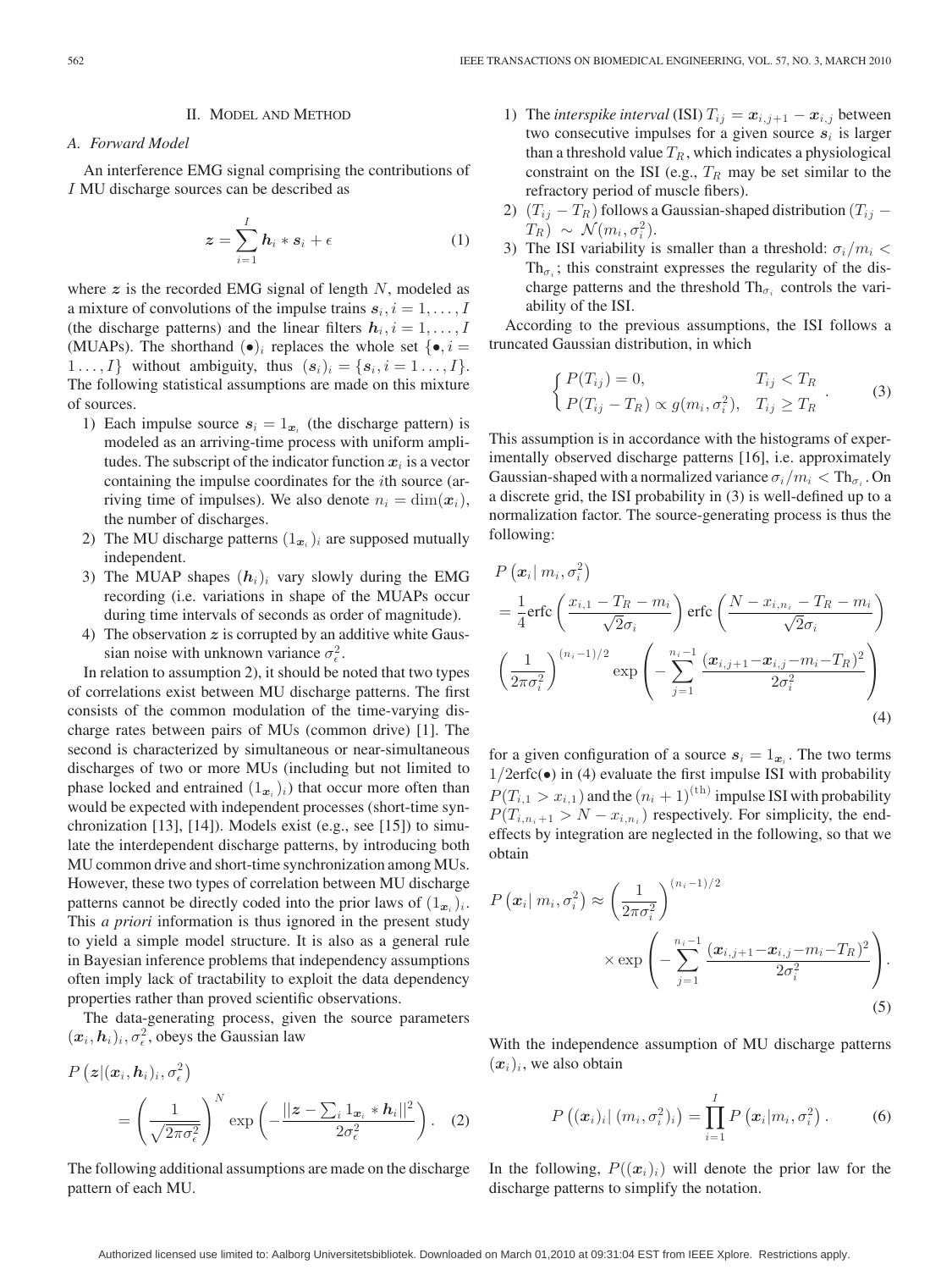## II. Model and Method

### A. Forward Model

An interference EMG signal comprising the contributions of $I$ MU discharge sources can be described as

$$\boldsymbol{z} = \sum_{i=1}^{I} \boldsymbol{h}_i * \boldsymbol{s}_i + \epsilon \tag{1}$$

where $\boldsymbol{z}$ is the recorded EMG signal of length $N$, modeled as a mixture of convolutions of the impulse trains $\boldsymbol{s}_i, i = 1, \ldots, I$ (the discharge patterns) and the linear filters $\boldsymbol{h}_i, i = 1, \ldots, I$ (MUAPs). The shorthand $(\bullet)_i$ replaces the whole set $\{\bullet, i = 1 \ldots, I\}$ without ambiguity, thus $(\boldsymbol{s}_i)_i = \{\boldsymbol{s}_i, i = 1 \ldots, I\}$. The following statistical assumptions are made on this mixture of sources.

1) Each impulse source $\boldsymbol{s}_i = 1_{\boldsymbol{x}_i}$ (the discharge pattern) is modeled as an arriving-time process with uniform amplitudes. The subscript of the indicator function $\boldsymbol{x}_i$ is a vector containing the impulse coordinates for the $i$th source (arriving time of impulses). We also denote $n_i = \dim(\boldsymbol{x}_i)$, the number of discharges.
2) The MU discharge patterns $(1_{\boldsymbol{x}_i})_i$ are supposed mutually independent.
3) The MUAP shapes $(\boldsymbol{h}_i)_i$ vary slowly during the EMG recording (i.e. variations in shape of the MUAPs occur during time intervals of seconds as order of magnitude).
4) The observation $\boldsymbol{z}$ is corrupted by an additive white Gaussian noise with unknown variance $\sigma_\epsilon^2$.

In relation to assumption 2), it should be noted that two types of correlations exist between MU discharge patterns. The first consists of the common modulation of the time-varying discharge rates between pairs of MUs (common drive) [1]. The second is characterized by simultaneous or near-simultaneous discharges of two or more MUs (including but not limited to phase locked and entrained $(1_{\boldsymbol{x}_i})_i$) that occur more often than would be expected with independent processes (short-time synchronization [13], [14]). Models exist (e.g., see [15]) to simulate the interdependent discharge patterns, by introducing both MU common drive and short-time synchronization among MUs. However, these two types of correlation between MU discharge patterns cannot be directly coded into the prior laws of $(1_{\boldsymbol{x}_i})_i$. This *a priori* information is thus ignored in the present study to yield a simple model structure. It is also as a general rule in Bayesian inference problems that independency assumptions often imply lack of tractability to exploit the data dependency properties rather than proved scientific observations.

The data-generating process, given the source parameters $(\boldsymbol{x}_i, \boldsymbol{h}_i)_i, \sigma_\epsilon^2$, obeys the Gaussian law

$$P\left(\boldsymbol{z} | (\boldsymbol{x}_i, \boldsymbol{h}_i)_i, \sigma_\epsilon^2\right) = \left(\frac{1}{\sqrt{2\pi\sigma_\epsilon^2}}\right)^N \exp\left(-\frac{||\boldsymbol{z} - \sum_i 1_{\boldsymbol{x}_i} * \boldsymbol{h}_i||^2}{2\sigma_\epsilon^2}\right). \tag{2}$$

The following additional assumptions are made on the discharge pattern of each MU.

1) The *interspike interval* (ISI) $T_{ij} = \boldsymbol{x}_{i,j+1} - \boldsymbol{x}_{i,j}$ between two consecutive impulses for a given source $\boldsymbol{s}_i$ is larger than a threshold value $T_R$, which indicates a physiological constraint on the ISI (e.g., $T_R$ may be set similar to the refractory period of muscle fibers).
2) $(T_{ij} - T_R)$ follows a Gaussian-shaped distribution $(T_{ij} - T_R) \sim \mathcal{N}(m_i, \sigma_i^2)$.
3) The ISI variability is smaller than a threshold: $\sigma_i / m_i < \text{Th}_{\sigma_i}$; this constraint expresses the regularity of the discharge patterns and the threshold $\text{Th}_{\sigma_i}$ controls the variability of the ISI.

According to the previous assumptions, the ISI follows a truncated Gaussian distribution, in which

$$\begin{cases} P(T_{ij}) = 0, & T_{ij} < T_R \\ P(T_{ij} - T_R) \propto g(m_i, \sigma_i^2), & T_{ij} \geq T_R \end{cases}. \tag{3}$$

This assumption is in accordance with the histograms of experimentally observed discharge patterns [16], i.e. approximately Gaussian-shaped with a normalized variance $\sigma_i/m_i < \text{Th}_{\sigma_i}$. On a discrete grid, the ISI probability in (3) is well-defined up to a normalization factor. The source-generating process is thus the following:

$$\begin{aligned} P\left(\boldsymbol{x}_i | \, m_i, \sigma_i^2\right) &= \frac{1}{4}\text{erfc}\left(\frac{x_{i,1} - T_R - m_i}{\sqrt{2}\sigma_i}\right) \text{erfc}\left(\frac{N - x_{i,n_i} - T_R - m_i}{\sqrt{2}\sigma_i}\right) \\ &\quad \left(\frac{1}{2\pi\sigma_i^2}\right)^{(n_i-1)/2} \exp\left(-\sum_{j=1}^{n_i-1} \frac{(\boldsymbol{x}_{i,j+1} - \boldsymbol{x}_{i,j} - m_i - T_R)^2}{2\sigma_i^2}\right) \end{aligned} \tag{4}$$

for a given configuration of a source $\boldsymbol{s}_i = 1_{\boldsymbol{x}_i}$. The two terms $1/2\text{erfc}(\bullet)$ in (4) evaluate the first impulse ISI with probability $P(T_{i,1} > x_{i,1})$ and the $(n_i+1)^{(\text{th})}$ impulse ISI with probability $P(T_{i,n_i+1} > N - x_{i,n_i})$ respectively. For simplicity, the end-effects by integration are neglected in the following, so that we obtain

$$P\left(\boldsymbol{x}_i | \, m_i, \sigma_i^2\right) \approx \left(\frac{1}{2\pi\sigma_i^2}\right)^{(n_i-1)/2} \times \exp\left(-\sum_{j=1}^{n_i-1} \frac{(\boldsymbol{x}_{i,j+1} - \boldsymbol{x}_{i,j} - m_i - T_R)^2}{2\sigma_i^2}\right). \tag{5}$$

With the independence assumption of MU discharge patterns $(\boldsymbol{x}_i)_i$, we also obtain

$$P\left((\boldsymbol{x}_i)_i | \, (m_i, \sigma_i^2)_i\right) = \prod_{i=1}^{I} P\left(\boldsymbol{x}_i | m_i, \sigma_i^2\right). \tag{6}$$

In the following, $P((\boldsymbol{x}_i)_i)$ will denote the prior law for the discharge patterns to simplify the notation.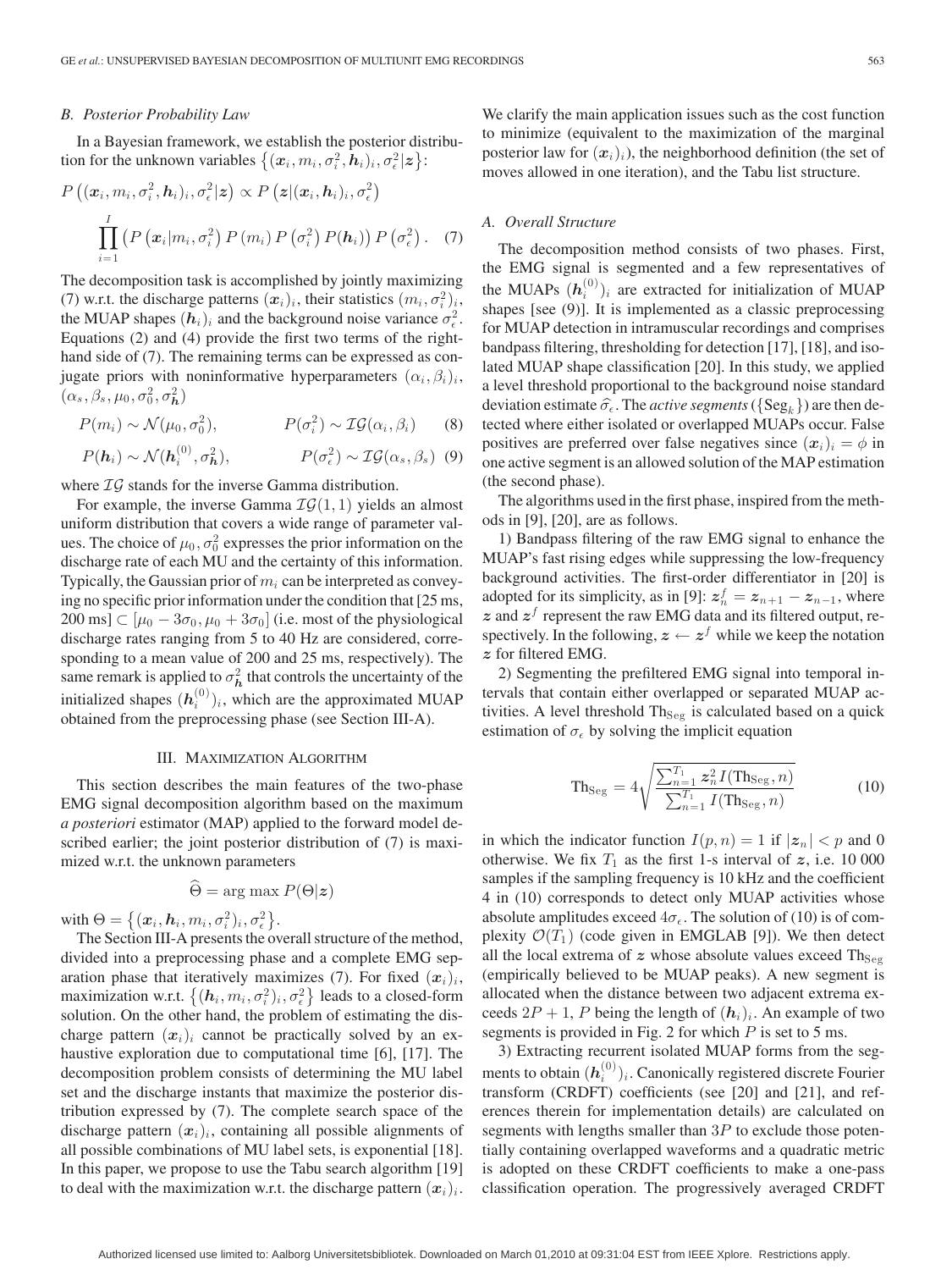### B. Posterior Probability Law

In a Bayesian framework, we establish the posterior distribution for the unknown variables $\left\{(\boldsymbol{x}_i, m_i, \sigma_i^2, \boldsymbol{h}_i)_i, \sigma_\epsilon^2 | \boldsymbol{z}\right\}$:

$$P\left((\boldsymbol{x}_i, m_i, \sigma_i^2, \boldsymbol{h}_i)_i, \sigma_\epsilon^2 | \boldsymbol{z}\right) \propto P\left(\boldsymbol{z} | (\boldsymbol{x}_i, \boldsymbol{h}_i)_i, \sigma_\epsilon^2\right) \prod_{i=1}^{I} \left(P\left(\boldsymbol{x}_i | m_i, \sigma_i^2\right) P\left(m_i\right) P\left(\sigma_i^2\right) P(\boldsymbol{h}_i)\right) P\left(\sigma_\epsilon^2\right). \quad (7)$$

The decomposition task is accomplished by jointly maximizing (7) w.r.t. the discharge patterns $(\boldsymbol{x}_i)_i$, their statistics $(m_i, \sigma_i^2)_i$, the MUAP shapes $(\boldsymbol{h}_i)_i$ and the background noise variance $\sigma_\epsilon^2$. Equations (2) and (4) provide the first two terms of the right-hand side of (7). The remaining terms can be expressed as conjugate priors with noninformative hyperparameters $(\alpha_i, \beta_i)_i$, $(\alpha_s, \beta_s, \mu_0, \sigma_0^2, \sigma_{\boldsymbol{h}}^2)$

$$P(m_i) \sim \mathcal{N}(\mu_0, \sigma_0^2), \qquad P(\sigma_i^2) \sim \mathcal{IG}(\alpha_i, \beta_i) \quad (8)$$

$$P(\boldsymbol{h}_i) \sim \mathcal{N}(\boldsymbol{h}_i^{(0)}, \sigma_{\boldsymbol{h}}^2), \qquad P(\sigma_\epsilon^2) \sim \mathcal{IG}(\alpha_s, \beta_s) \quad (9)$$

where $\mathcal{IG}$ stands for the inverse Gamma distribution.

For example, the inverse Gamma $\mathcal{IG}(1, 1)$ yields an almost uniform distribution that covers a wide range of parameter values. The choice of $\mu_0, \sigma_0^2$ expresses the prior information on the discharge rate of each MU and the certainty of this information. Typically, the Gaussian prior of $m_i$ can be interpreted as conveying no specific prior information under the condition that [25 ms, 200 ms] $\subset [\mu_0 - 3\sigma_0, \mu_0 + 3\sigma_0]$ (i.e. most of the physiological discharge rates ranging from 5 to 40 Hz are considered, corresponding to a mean value of 200 and 25 ms, respectively). The same remark is applied to $\sigma_{\boldsymbol{h}}^2$ that controls the uncertainty of the initialized shapes $(\boldsymbol{h}_i^{(0)})_i$, which are the approximated MUAP obtained from the preprocessing phase (see Section III-A).

## III. Maximization Algorithm

This section describes the main features of the two-phase EMG signal decomposition algorithm based on the maximum *a posteriori* estimator (MAP) applied to the forward model described earlier; the joint posterior distribution of (7) is maximized w.r.t. the unknown parameters

$$\widehat{\Theta} = \arg\max P(\Theta | \boldsymbol{z})$$

with $\Theta = \left\{(\boldsymbol{x}_i, \boldsymbol{h}_i, m_i, \sigma_i^2)_i, \sigma_\epsilon^2\right\}$.

The Section III-A presents the overall structure of the method, divided into a preprocessing phase and a complete EMG separation phase that iteratively maximizes (7). For fixed $(\boldsymbol{x}_i)_i$, maximization w.r.t. $\left\{(\boldsymbol{h}_i, m_i, \sigma_i^2)_i, \sigma_\epsilon^2\right\}$ leads to a closed-form solution. On the other hand, the problem of estimating the discharge pattern $(\boldsymbol{x}_i)_i$ cannot be practically solved by an exhaustive exploration due to computational time [6], [17]. The decomposition problem consists of determining the MU label set and the discharge instants that maximize the posterior distribution expressed by (7). The complete search space of the discharge pattern $(\boldsymbol{x}_i)_i$, containing all possible alignments of all possible combinations of MU label sets, is exponential [18]. In this paper, we propose to use the Tabu search algorithm [19] to deal with the maximization w.r.t. the discharge pattern $(\boldsymbol{x}_i)_i$. We clarify the main application issues such as the cost function to minimize (equivalent to the maximization of the marginal posterior law for $(\boldsymbol{x}_i)_i$), the neighborhood definition (the set of moves allowed in one iteration), and the Tabu list structure.

### A. Overall Structure

The decomposition method consists of two phases. First, the EMG signal is segmented and a few representatives of the MUAPs $(\boldsymbol{h}_i^{(0)})_i$ are extracted for initialization of MUAP shapes [see (9)]. It is implemented as a classic preprocessing for MUAP detection in intramuscular recordings and comprises bandpass filtering, thresholding for detection [17], [18], and isolated MUAP shape classification [20]. In this study, we applied a level threshold proportional to the background noise standard deviation estimate $\widehat{\sigma}_\epsilon$. The *active segments* ($\{\text{Seg}_k\}$) are then detected where either isolated or overlapped MUAPs occur. False positives are preferred over false negatives since $(\boldsymbol{x}_i)_i = \phi$ in one active segment is an allowed solution of the MAP estimation (the second phase).

The algorithms used in the first phase, inspired from the methods in [9], [20], are as follows.

1) Bandpass filtering of the raw EMG signal to enhance the MUAP's fast rising edges while suppressing the low-frequency background activities. The first-order differentiator in [20] is adopted for its simplicity, as in [9]: $\boldsymbol{z}_n^f = \boldsymbol{z}_{n+1} - \boldsymbol{z}_{n-1}$, where $\boldsymbol{z}$ and $\boldsymbol{z}^f$ represent the raw EMG data and its filtered output, respectively. In the following, $\boldsymbol{z} \leftarrow \boldsymbol{z}^f$ while we keep the notation $\boldsymbol{z}$ for filtered EMG.

2) Segmenting the prefiltered EMG signal into temporal intervals that contain either overlapped or separated MUAP activities. A level threshold $\text{Th}_{\text{Seg}}$ is calculated based on a quick estimation of $\sigma_\epsilon$ by solving the implicit equation

$$\text{Th}_{\text{Seg}} = 4\sqrt{\frac{\sum_{n=1}^{T_1} \boldsymbol{z}_n^2 I(\text{Th}_{\text{Seg}}, n)}{\sum_{n=1}^{T_1} I(\text{Th}_{\text{Seg}}, n)}} \quad (10)$$

in which the indicator function $I(p, n) = 1$ if $|\boldsymbol{z}_n| < p$ and 0 otherwise. We fix $T_1$ as the first 1-s interval of $\boldsymbol{z}$, i.e. 10 000 samples if the sampling frequency is 10 kHz and the coefficient 4 in (10) corresponds to detect only MUAP activities whose absolute amplitudes exceed $4\sigma_\epsilon$. The solution of (10) is of complexity $\mathcal{O}(T_1)$ (code given in EMGLAB [9]). We then detect all the local extrema of $\boldsymbol{z}$ whose absolute values exceed $\text{Th}_{\text{Seg}}$ (empirically believed to be MUAP peaks). A new segment is allocated when the distance between two adjacent extrema exceeds $2P + 1$, $P$ being the length of $(\boldsymbol{h}_i)_i$. An example of two segments is provided in Fig. 2 for which $P$ is set to 5 ms.

3) Extracting recurrent isolated MUAP forms from the segments to obtain $(\boldsymbol{h}_i^{(0)})_i$. Canonically registered discrete Fourier transform (CRDFT) coefficients (see [20] and [21], and references therein for implementation details) are calculated on segments with lengths smaller than $3P$ to exclude those potentially containing overlapped waveforms and a quadratic metric is adopted on these CRDFT coefficients to make a one-pass classification operation. The progressively averaged CRDFT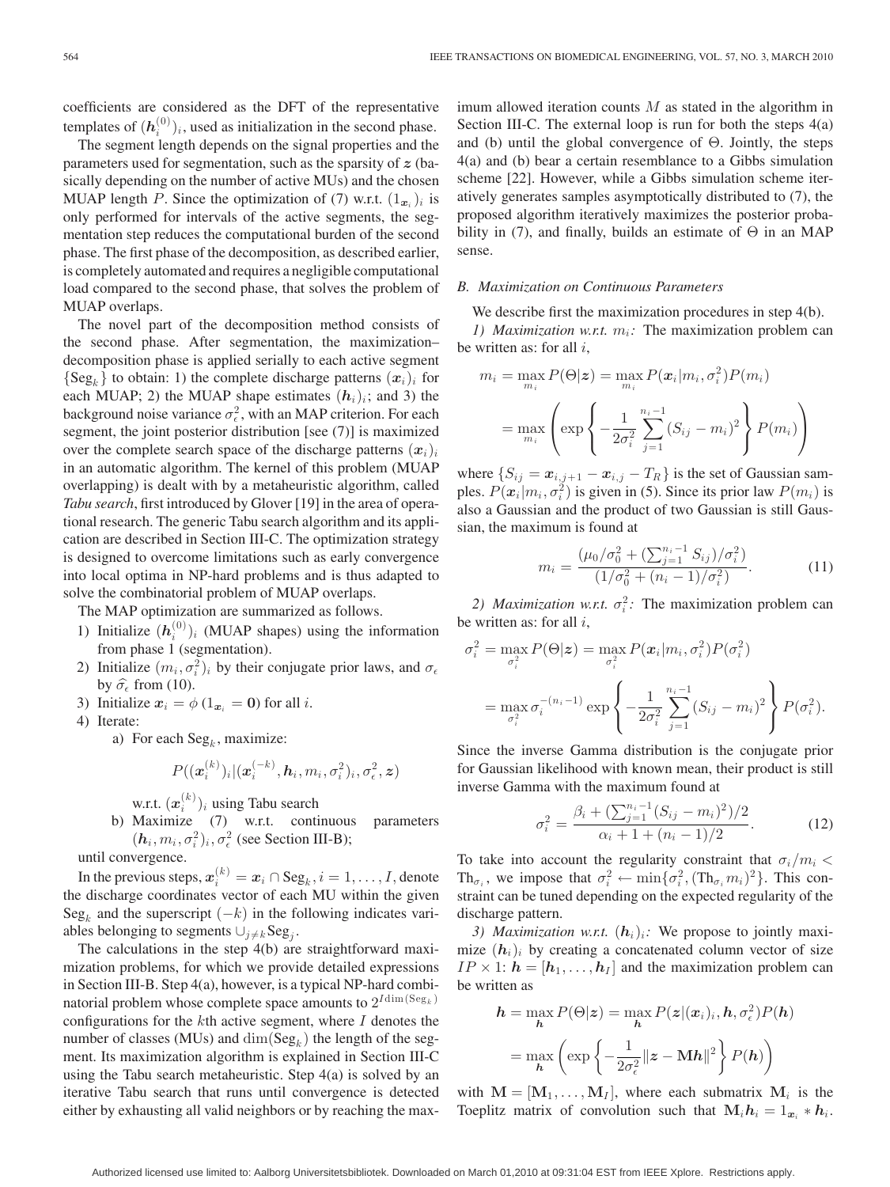coefficients are considered as the DFT of the representative templates of $(\boldsymbol{h}_i^{(0)})_i$, used as initialization in the second phase.

The segment length depends on the signal properties and the parameters used for segmentation, such as the sparsity of $\boldsymbol{z}$ (basically depending on the number of active MUs) and the chosen MUAP length $P$. Since the optimization of (7) w.r.t. $(1_{\boldsymbol{x}_i})_i$ is only performed for intervals of the active segments, the segmentation step reduces the computational burden of the second phase. The first phase of the decomposition, as described earlier, is completely automated and requires a negligible computational load compared to the second phase, that solves the problem of MUAP overlaps.

The novel part of the decomposition method consists of the second phase. After segmentation, the maximization–decomposition phase is applied serially to each active segment $\{\text{Seg}_k\}$ to obtain: 1) the complete discharge patterns $(\boldsymbol{x}_i)_i$ for each MUAP; 2) the MUAP shape estimates $(\boldsymbol{h}_i)_i$; and 3) the background noise variance $\sigma_\epsilon^2$, with an MAP criterion. For each segment, the joint posterior distribution [see (7)] is maximized over the complete search space of the discharge patterns $(\boldsymbol{x}_i)_i$ in an automatic algorithm. The kernel of this problem (MUAP overlapping) is dealt with by a metaheuristic algorithm, called *Tabu search*, first introduced by Glover [19] in the area of operational research. The generic Tabu search algorithm and its application are described in Section III-C. The optimization strategy is designed to overcome limitations such as early convergence into local optima in NP-hard problems and is thus adapted to solve the combinatorial problem of MUAP overlaps.

The MAP optimization are summarized as follows.

1) Initialize $(\boldsymbol{h}_i^{(0)})_i$ (MUAP shapes) using the information from phase 1 (segmentation).
2) Initialize $(m_i, \sigma_i^2)_i$ by their conjugate prior laws, and $\sigma_\epsilon$ by $\widehat{\sigma_\epsilon}$ from (10).
3) Initialize $\boldsymbol{x}_i = \phi$ $(1_{\boldsymbol{x}_i} = \boldsymbol{0})$ for all $i$.
4) Iterate:
   a) For each $\text{Seg}_k$, maximize:
   $$P((\boldsymbol{x}_i^{(k)})_i | (\boldsymbol{x}_i^{(-k)}, \boldsymbol{h}_i, m_i, \sigma_i^2)_i, \sigma_\epsilon^2, \boldsymbol{z})$$
   w.r.t. $(\boldsymbol{x}_i^{(k)})_i$ using Tabu search
   b) Maximize (7) w.r.t. continuous parameters $(\boldsymbol{h}_i, m_i, \sigma_i^2)_i, \sigma_\epsilon^2$ (see Section III-B);

until convergence.

In the previous steps, $\boldsymbol{x}_i^{(k)} = \boldsymbol{x}_i \cap \text{Seg}_k, i = 1, \ldots, I$, denote the discharge coordinates vector of each MU within the given $\text{Seg}_k$ and the superscript $(-k)$ in the following indicates variables belonging to segments $\cup_{j \neq k} \text{Seg}_j$.

The calculations in the step 4(b) are straightforward maximization problems, for which we provide detailed expressions in Section III-B. Step 4(a), however, is a typical NP-hard combinatorial problem whose complete space amounts to $2^{I \dim(\text{Seg}_k)}$ configurations for the $k$th active segment, where $I$ denotes the number of classes (MUs) and $\dim(\text{Seg}_k)$ the length of the segment. Its maximization algorithm is explained in Section III-C using the Tabu search metaheuristic. Step 4(a) is solved by an iterative Tabu search that runs until convergence is detected either by exhausting all valid neighbors or by reaching the maximum allowed iteration counts $M$ as stated in the algorithm in Section III-C. The external loop is run for both the steps 4(a) and (b) until the global convergence of $\Theta$. Jointly, the steps 4(a) and (b) bear a certain resemblance to a Gibbs simulation scheme [22]. However, while a Gibbs simulation scheme iteratively generates samples asymptotically distributed to (7), the proposed algorithm iteratively maximizes the posterior probability in (7), and finally, builds an estimate of $\Theta$ in an MAP sense.

### B. Maximization on Continuous Parameters

We describe first the maximization procedures in step 4(b).

*1) Maximization w.r.t. $m_i$:* The maximization problem can be written as: for all $i$,

$$m_i = \max_{m_i} P(\Theta|\boldsymbol{z}) = \max_{m_i} P(\boldsymbol{x}_i|m_i, \sigma_i^2) P(m_i)$$
$$= \max_{m_i} \left( \exp\left\{ -\frac{1}{2\sigma_i^2} \sum_{j=1}^{n_i - 1} (S_{ij} - m_i)^2 \right\} P(m_i) \right)$$

where $\{S_{ij} = \boldsymbol{x}_{i,j+1} - \boldsymbol{x}_{i,j} - T_R\}$ is the set of Gaussian samples. $P(\boldsymbol{x}_i|m_i, \sigma_i^2)$ is given in (5). Since its prior law $P(m_i)$ is also a Gaussian and the product of two Gaussian is still Gaussian, the maximum is found at

$$m_i = \frac{(\mu_0/\sigma_0^2 + (\sum_{j=1}^{n_i-1} S_{ij})/\sigma_i^2)}{(1/\sigma_0^2 + (n_i - 1)/\sigma_i^2)}. \tag{11}$$

*2) Maximization w.r.t. $\sigma_i^2$:* The maximization problem can be written as: for all $i$,

$$\sigma_i^2 = \max_{\sigma_i^2} P(\Theta|\boldsymbol{z}) = \max_{\sigma_i^2} P(\boldsymbol{x}_i|m_i, \sigma_i^2) P(\sigma_i^2)$$
$$= \max_{\sigma_i^2} \sigma_i^{-(n_i-1)} \exp\left\{ -\frac{1}{2\sigma_i^2} \sum_{j=1}^{n_i-1} (S_{ij} - m_i)^2 \right\} P(\sigma_i^2).$$

Since the inverse Gamma distribution is the conjugate prior for Gaussian likelihood with known mean, their product is still inverse Gamma with the maximum found at

$$\sigma_i^2 = \frac{\beta_i + (\sum_{j=1}^{n_i-1} (S_{ij} - m_i)^2)/2}{\alpha_i + 1 + (n_i - 1)/2}. \tag{12}$$

To take into account the regularity constraint that $\sigma_i/m_i < \text{Th}_{\sigma_i}$, we impose that $\sigma_i^2 \leftarrow \min\{\sigma_i^2, (\text{Th}_{\sigma_i} m_i)^2\}$. This constraint can be tuned depending on the expected regularity of the discharge pattern.

*3) Maximization w.r.t. $(\boldsymbol{h}_i)_i$:* We propose to jointly maximize $(\boldsymbol{h}_i)_i$ by creating a concatenated column vector of size $IP \times 1$: $\boldsymbol{h} = [\boldsymbol{h}_1, \ldots, \boldsymbol{h}_I]$ and the maximization problem can be written as

$$\boldsymbol{h} = \max_{\boldsymbol{h}} P(\Theta|\boldsymbol{z}) = \max_{\boldsymbol{h}} P(\boldsymbol{z}|(\boldsymbol{x}_i)_i, \boldsymbol{h}, \sigma_\epsilon^2) P(\boldsymbol{h})$$
$$= \max_{\boldsymbol{h}} \left( \exp\left\{ -\frac{1}{2\sigma_\epsilon^2} \|\boldsymbol{z} - \mathbf{M}\boldsymbol{h}\|^2 \right\} P(\boldsymbol{h}) \right)$$

with $\mathbf{M} = [\mathbf{M}_1, \ldots, \mathbf{M}_I]$, where each submatrix $\mathbf{M}_i$ is the Toeplitz matrix of convolution such that $\mathbf{M}_i \boldsymbol{h}_i = 1_{\boldsymbol{x}_i} * \boldsymbol{h}_i$.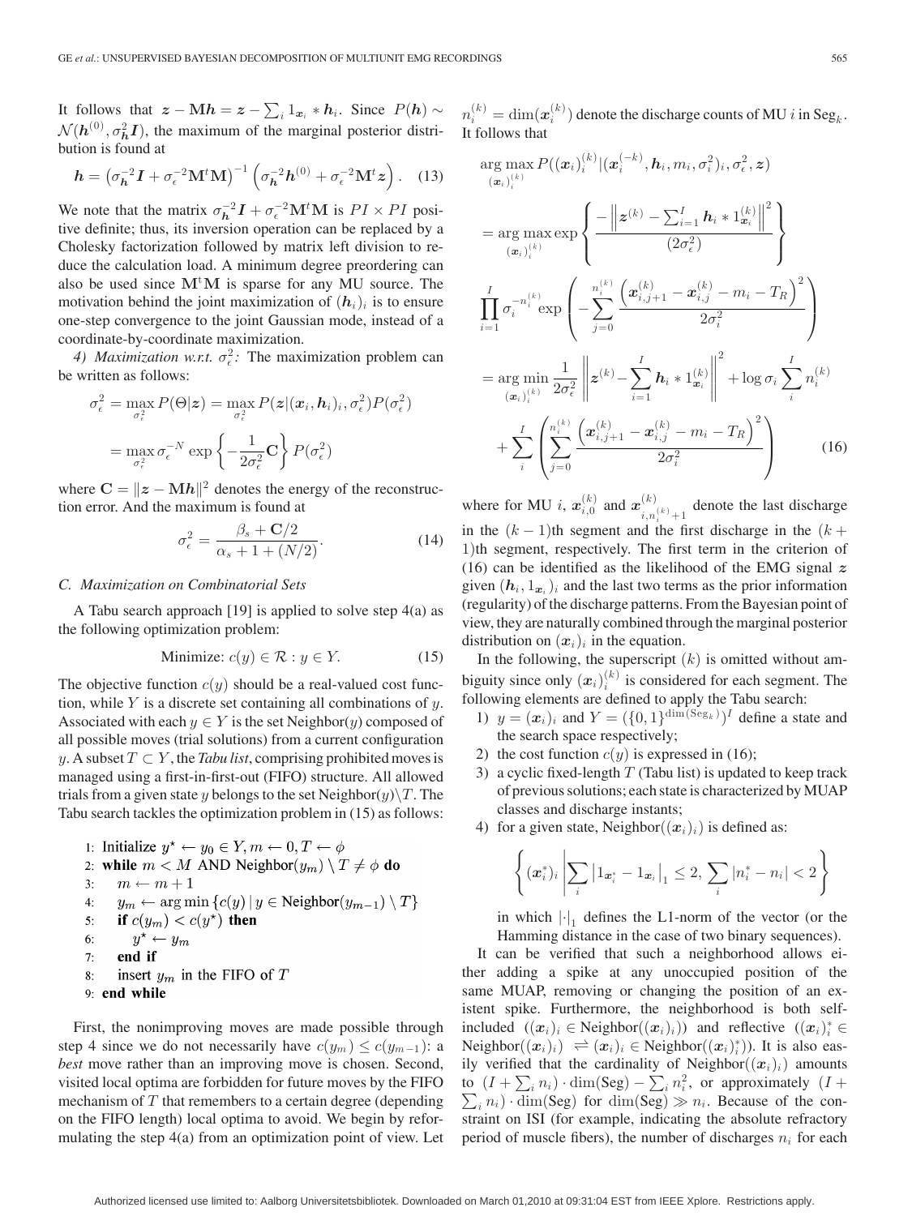It follows that $\boldsymbol{z} - \mathbf{M}\boldsymbol{h} = \boldsymbol{z} - \sum_i 1_{\boldsymbol{x}_i} * \boldsymbol{h}_i$. Since $P(\boldsymbol{h}) \sim \mathcal{N}(\boldsymbol{h}^{(0)}, \sigma_{\boldsymbol{h}}^2 \boldsymbol{I})$, the maximum of the marginal posterior distribution is found at

$$\boldsymbol{h} = \left(\sigma_{\boldsymbol{h}}^{-2}\boldsymbol{I} + \sigma_\epsilon^{-2}\mathbf{M}^t\mathbf{M}\right)^{-1}\left(\sigma_{\boldsymbol{h}}^{-2}\boldsymbol{h}^{(0)} + \sigma_\epsilon^{-2}\mathbf{M}^t\boldsymbol{z}\right). \quad (13)$$

We note that the matrix $\sigma_{\boldsymbol{h}}^{-2}\boldsymbol{I} + \sigma_\epsilon^{-2}\mathbf{M}^t\mathbf{M}$ is $PI \times PI$ positive definite; thus, its inversion operation can be replaced by a Cholesky factorization followed by matrix left division to reduce the calculation load. A minimum degree preordering can also be used since $\mathbf{M}^t\mathbf{M}$ is sparse for any MU source. The motivation behind the joint maximization of $(\boldsymbol{h}_i)_i$ is to ensure one-step convergence to the joint Gaussian mode, instead of a coordinate-by-coordinate maximization.

*4) Maximization w.r.t. $\sigma_\epsilon^2$:* The maximization problem can be written as follows:

$$\sigma_\epsilon^2 = \max_{\sigma_\epsilon^2} P(\Theta|\boldsymbol{z}) = \max_{\sigma_\epsilon^2} P(\boldsymbol{z}|(\boldsymbol{x}_i, \boldsymbol{h}_i)_i, \sigma_\epsilon^2) P(\sigma_\epsilon^2)$$

$$= \max_{\sigma_\epsilon^2} \sigma_\epsilon^{-N} \exp\left\{-\frac{1}{2\sigma_\epsilon^2}\mathbf{C}\right\} P(\sigma_\epsilon^2)$$

where $\mathbf{C} = \|\boldsymbol{z} - \mathbf{M}\boldsymbol{h}\|^2$ denotes the energy of the reconstruction error. And the maximum is found at

$$\sigma_\epsilon^2 = \frac{\beta_s + \mathbf{C}/2}{\alpha_s + 1 + (N/2)}. \quad (14)$$

### C. Maximization on Combinatorial Sets

A Tabu search approach [19] is applied to solve step 4(a) as the following optimization problem:

$$\text{Minimize: } c(y) \in \mathcal{R} : y \in Y. \quad (15)$$

The objective function $c(y)$ should be a real-valued cost function, while $Y$ is a discrete set containing all combinations of $y$. Associated with each $y \in Y$ is the set Neighbor($y$) composed of all possible moves (trial solutions) from a current configuration $y$. A subset $T \subset Y$, the *Tabu list*, comprising prohibited moves is managed using a first-in-first-out (FIFO) structure. All allowed trials from a given state $y$ belongs to the set Neighbor($y$)$\backslash T$. The Tabu search tackles the optimization problem in (15) as follows:

```
1: Initialize y* ← y_0 ∈ Y, m ← 0, T ← φ
2: while m < M AND Neighbor(y_m) \ T ≠ φ do
3:    m ← m + 1
4:    y_m ← arg min {c(y) | y ∈ Neighbor(y_{m−1}) \ T}
5:    if c(y_m) < c(y*) then
6:       y* ← y_m
7:    end if
8:    insert y_m in the FIFO of T
9: end while
```

First, the nonimproving moves are made possible through step 4 since we do not necessarily have $c(y_m) \le c(y_{m-1})$: a *best* move rather than an improving move is chosen. Second, visited local optima are forbidden for future moves by the FIFO mechanism of $T$ that remembers to a certain degree (depending on the FIFO length) local optima to avoid. We begin by reformulating the step 4(a) from an optimization point of view. Let $n_i^{(k)} = \dim(\boldsymbol{x}_i^{(k)})$ denote the discharge counts of MU $i$ in Seg$_k$. It follows that

$$\arg\max_{(\boldsymbol{x}_i)_i^{(k)}} P((\boldsymbol{x}_i)_i^{(k)} | (\boldsymbol{x}_i^{(-k)}, \boldsymbol{h}_i, m_i, \sigma_i^2)_i, \sigma_\epsilon^2, \boldsymbol{z})$$

$$= \arg\max_{(\boldsymbol{x}_i)_i^{(k)}} \exp\left\{\frac{-\left\|\boldsymbol{z}^{(k)} - \sum_{i=1}^I \boldsymbol{h}_i * 1_{\boldsymbol{x}_i}^{(k)}\right\|^2}{(2\sigma_\epsilon^2)}\right\}$$

$$\prod_{i=1}^I \sigma_i^{-n_i^{(k)}} \exp\left(-\sum_{j=0}^{n_i^{(k)}} \frac{\left(\boldsymbol{x}_{i,j+1}^{(k)} - \boldsymbol{x}_{i,j}^{(k)} - m_i - T_R\right)^2}{2\sigma_i^2}\right)$$

$$= \arg\min_{(\boldsymbol{x}_i)_i^{(k)}} \frac{1}{2\sigma_\epsilon^2}\left\|\boldsymbol{z}^{(k)} - \sum_{i=1}^I \boldsymbol{h}_i * 1_{\boldsymbol{x}_i}^{(k)}\right\|^2 + \log\sigma_i \sum_i^I n_i^{(k)}$$

$$+ \sum_i^I \left(\sum_{j=0}^{n_i^{(k)}} \frac{\left(\boldsymbol{x}_{i,j+1}^{(k)} - \boldsymbol{x}_{i,j}^{(k)} - m_i - T_R\right)^2}{2\sigma_i^2}\right) \quad (16)$$

where for MU $i$, $\boldsymbol{x}_{i,0}^{(k)}$ and $\boldsymbol{x}_{i,n_i^{(k)}+1}^{(k)}$ denote the last discharge in the $(k-1)$th segment and the first discharge in the $(k+1)$th segment, respectively. The first term in the criterion of (16) can be identified as the likelihood of the EMG signal $\boldsymbol{z}$ given $(\boldsymbol{h}_i, 1_{\boldsymbol{x}_i})_i$ and the last two terms as the prior information (regularity) of the discharge patterns. From the Bayesian point of view, they are naturally combined through the marginal posterior distribution on $(\boldsymbol{x}_i)_i$ in the equation.

In the following, the superscript $(k)$ is omitted without ambiguity since only $(\boldsymbol{x}_i)_i^{(k)}$ is considered for each segment. The following elements are defined to apply the Tabu search:

1) $y = (\boldsymbol{x}_i)_i$ and $Y = (\{0,1\}^{\dim(\text{Seg}_k)})^I$ define a state and the search space respectively;
2) the cost function $c(y)$ is expressed in (16);
3) a cyclic fixed-length $T$ (Tabu list) is updated to keep track of previous solutions; each state is characterized by MUAP classes and discharge instants;
4) for a given state, Neighbor($(\boldsymbol{x}_i)_i$) is defined as:

$$\left\{(\boldsymbol{x}_i^*)_i \,\middle|\, \sum_i \left|1_{\boldsymbol{x}_i^*} - 1_{\boldsymbol{x}_i}\right|_1 \le 2, \sum_i |n_i^* - n_i| < 2\right\}$$

in which $|\cdot|_1$ defines the L1-norm of the vector (or the Hamming distance in the case of two binary sequences).

It can be verified that such a neighborhood allows either adding a spike at any unoccupied position of the same MUAP, removing or changing the position of an existent spike. Furthermore, the neighborhood is both self-included ($(\boldsymbol{x}_i)_i \in \text{Neighbor}((\boldsymbol{x}_i)_i)$) and reflective ($(\boldsymbol{x}_i)_i^* \in \text{Neighbor}((\boldsymbol{x}_i)_i) \rightleftharpoons (\boldsymbol{x}_i)_i \in \text{Neighbor}((\boldsymbol{x}_i)_i^*)$). It is also easily verified that the cardinality of Neighbor($(\boldsymbol{x}_i)_i$) amounts to $(I + \sum_i n_i) \cdot \dim(\text{Seg}) - \sum_i n_i^2$, or approximately $(I + \sum_i n_i) \cdot \dim(\text{Seg})$ for $\dim(\text{Seg}) \gg n_i$. Because of the constraint on ISI (for example, indicating the absolute refractory period of muscle fibers), the number of discharges $n_i$ for each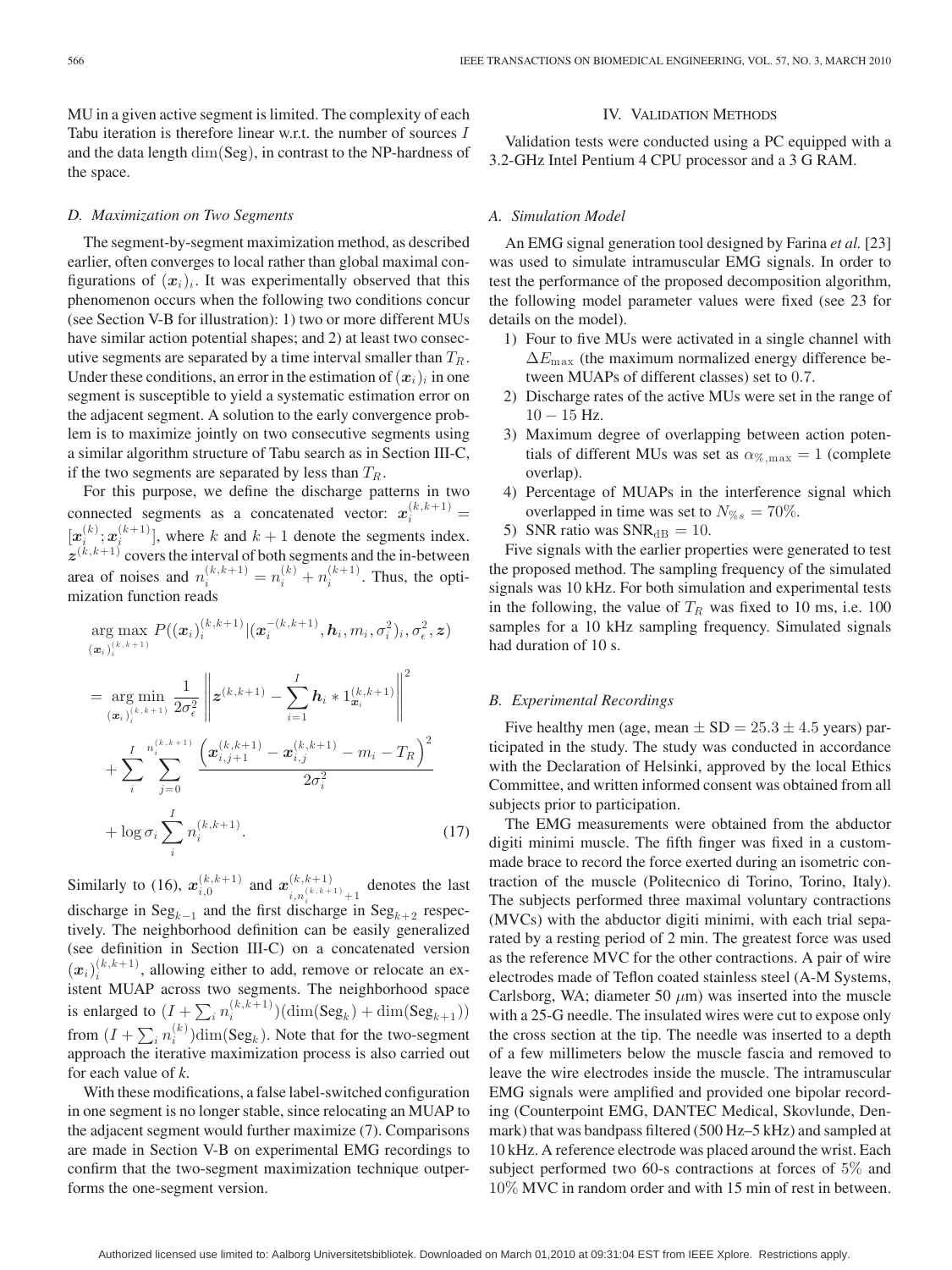MU in a given active segment is limited. The complexity of each Tabu iteration is therefore linear w.r.t. the number of sources $I$ and the data length $\dim(\mathrm{Seg})$, in contrast to the NP-hardness of the space.

### D. Maximization on Two Segments

The segment-by-segment maximization method, as described earlier, often converges to local rather than global maximal configurations of $(\boldsymbol{x}_i)_i$. It was experimentally observed that this phenomenon occurs when the following two conditions concur (see Section V-B for illustration): 1) two or more different MUs have similar action potential shapes; and 2) at least two consecutive segments are separated by a time interval smaller than $T_R$. Under these conditions, an error in the estimation of $(\boldsymbol{x}_i)_i$ in one segment is susceptible to yield a systematic estimation error on the adjacent segment. A solution to the early convergence problem is to maximize jointly on two consecutive segments using a similar algorithm structure of Tabu search as in Section III-C, if the two segments are separated by less than $T_R$.

For this purpose, we define the discharge patterns in two connected segments as a concatenated vector: $\boldsymbol{x}_i^{(k,k+1)} = [\boldsymbol{x}_i^{(k)}; \boldsymbol{x}_i^{(k+1)}]$, where $k$ and $k+1$ denote the segments index. $\boldsymbol{z}^{(k,k+1)}$ covers the interval of both segments and the in-between area of noises and $n_i^{(k,k+1)} = n_i^{(k)} + n_i^{(k+1)}$. Thus, the optimization function reads

$$
\begin{aligned}
&\underset{(\boldsymbol{x}_i)_i^{(k,k+1)}}{\arg\max}\; P((\boldsymbol{x}_i)_i^{(k,k+1)} | (\boldsymbol{x}_i^{-(k,k+1)}, \boldsymbol{h}_i, m_i, \sigma_i^2)_i, \sigma_\epsilon^2, \boldsymbol{z}) \\
&= \underset{(\boldsymbol{x}_i)_i^{(k,k+1)}}{\arg\min}\; \frac{1}{2\sigma_\epsilon^2} \left\| \boldsymbol{z}^{(k,k+1)} - \sum_{i=1}^{I} \boldsymbol{h}_i * 1_{\boldsymbol{x}_i}^{(k,k+1)} \right\|^2 \\
&\quad + \sum_{i}^{I} \sum_{j=0}^{n_i^{(k,k+1)}} \frac{\left(\boldsymbol{x}_{i,j+1}^{(k,k+1)} - \boldsymbol{x}_{i,j}^{(k,k+1)} - m_i - T_R\right)^2}{2\sigma_i^2} \\
&\quad + \log \sigma_i \sum_{i}^{I} n_i^{(k,k+1)}.
\end{aligned} \tag{17}
$$

Similarly to (16), $\boldsymbol{x}_{i,0}^{(k,k+1)}$ and $\boldsymbol{x}_{i,n_i^{(k,k+1)}+1}^{(k,k+1)}$ denotes the last discharge in $\mathrm{Seg}_{k-1}$ and the first discharge in $\mathrm{Seg}_{k+2}$ respectively. The neighborhood definition can be easily generalized (see definition in Section III-C) on a concatenated version $(\boldsymbol{x}_i)_i^{(k,k+1)}$, allowing either to add, remove or relocate an existent MUAP across two segments. The neighborhood space is enlarged to $(I + \sum_i n_i^{(k,k+1)})(\dim(\mathrm{Seg}_k) + \dim(\mathrm{Seg}_{k+1}))$ from $(I + \sum_i n_i^{(k)})\dim(\mathrm{Seg}_k)$. Note that for the two-segment approach the iterative maximization process is also carried out for each value of $k$.

With these modifications, a false label-switched configuration in one segment is no longer stable, since relocating an MUAP to the adjacent segment would further maximize (7). Comparisons are made in Section V-B on experimental EMG recordings to confirm that the two-segment maximization technique outperforms the one-segment version.

## IV. Validation Methods

Validation tests were conducted using a PC equipped with a 3.2-GHz Intel Pentium 4 CPU processor and a 3 G RAM.

### A. Simulation Model

An EMG signal generation tool designed by Farina *et al.* [23] was used to simulate intramuscular EMG signals. In order to test the performance of the proposed decomposition algorithm, the following model parameter values were fixed (see 23 for details on the model).

1) Four to five MUs were activated in a single channel with $\Delta E_{\max}$ (the maximum normalized energy difference between MUAPs of different classes) set to 0.7.
2) Discharge rates of the active MUs were set in the range of $10 - 15$ Hz.
3) Maximum degree of overlapping between action potentials of different MUs was set as $\alpha_{\%,\max} = 1$ (complete overlap).
4) Percentage of MUAPs in the interference signal which overlapped in time was set to $N_{\%s} = 70\%$.
5) SNR ratio was $\mathrm{SNR}_{\mathrm{dB}} = 10$.

Five signals with the earlier properties were generated to test the proposed method. The sampling frequency of the simulated signals was 10 kHz. For both simulation and experimental tests in the following, the value of $T_R$ was fixed to 10 ms, i.e. 100 samples for a 10 kHz sampling frequency. Simulated signals had duration of 10 s.

### B. Experimental Recordings

Five healthy men (age, mean $\pm$ SD $= 25.3 \pm 4.5$ years) participated in the study. The study was conducted in accordance with the Declaration of Helsinki, approved by the local Ethics Committee, and written informed consent was obtained from all subjects prior to participation.

The EMG measurements were obtained from the abductor digiti minimi muscle. The fifth finger was fixed in a custom-made brace to record the force exerted during an isometric contraction of the muscle (Politecnico di Torino, Torino, Italy). The subjects performed three maximal voluntary contractions (MVCs) with the abductor digiti minimi, with each trial separated by a resting period of 2 min. The greatest force was used as the reference MVC for the other contractions. A pair of wire electrodes made of Teflon coated stainless steel (A-M Systems, Carlsborg, WA; diameter 50 $\mu$m) was inserted into the muscle with a 25-G needle. The insulated wires were cut to expose only the cross section at the tip. The needle was inserted to a depth of a few millimeters below the muscle fascia and removed to leave the wire electrodes inside the muscle. The intramuscular EMG signals were amplified and provided one bipolar recording (Counterpoint EMG, DANTEC Medical, Skovlunde, Denmark) that was bandpass filtered (500 Hz–5 kHz) and sampled at 10 kHz. A reference electrode was placed around the wrist. Each subject performed two 60-s contractions at forces of 5% and 10% MVC in random order and with 15 min of rest in between.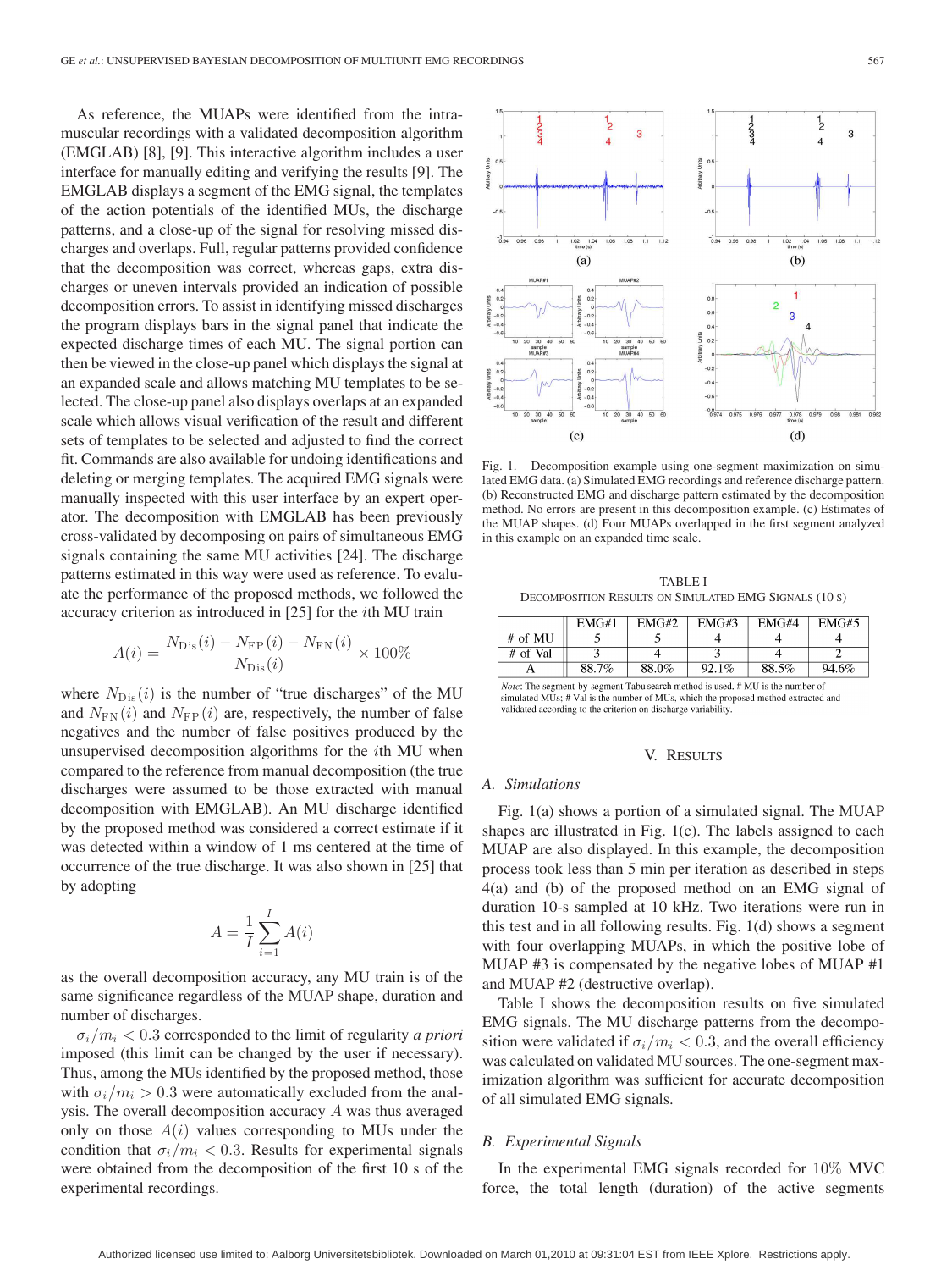As reference, the MUAPs were identified from the intramuscular recordings with a validated decomposition algorithm (EMGLAB) [8], [9]. This interactive algorithm includes a user interface for manually editing and verifying the results [9]. The EMGLAB displays a segment of the EMG signal, the templates of the action potentials of the identified MUs, the discharge patterns, and a close-up of the signal for resolving missed discharges and overlaps. Full, regular patterns provided confidence that the decomposition was correct, whereas gaps, extra discharges or uneven intervals provided an indication of possible decomposition errors. To assist in identifying missed discharges the program displays bars in the signal panel that indicate the expected discharge times of each MU. The signal portion can then be viewed in the close-up panel which displays the signal at an expanded scale and allows matching MU templates to be selected. The close-up panel also displays overlaps at an expanded scale which allows visual verification of the result and different sets of templates to be selected and adjusted to find the correct fit. Commands are also available for undoing identifications and deleting or merging templates. The acquired EMG signals were manually inspected with this user interface by an expert operator. The decomposition with EMGLAB has been previously cross-validated by decomposing on pairs of simultaneous EMG signals containing the same MU activities [24]. The discharge patterns estimated in this way were used as reference. To evaluate the performance of the proposed methods, we followed the accuracy criterion as introduced in [25] for the $i$th MU train

$$A(i) = \frac{N_{\mathrm{Dis}}(i) - N_{\mathrm{FP}}(i) - N_{\mathrm{FN}}(i)}{N_{\mathrm{Dis}}(i)} \times 100\%$$

where $N_{\mathrm{Dis}}(i)$ is the number of "true discharges" of the MU and $N_{\mathrm{FN}}(i)$ and $N_{\mathrm{FP}}(i)$ are, respectively, the number of false negatives and the number of false positives produced by the unsupervised decomposition algorithms for the $i$th MU when compared to the reference from manual decomposition (the true discharges were assumed to be those extracted with manual decomposition with EMGLAB). An MU discharge identified by the proposed method was considered a correct estimate if it was detected within a window of 1 ms centered at the time of occurrence of the true discharge. It was also shown in [25] that by adopting

$$A = \frac{1}{I}\sum_{i=1}^{I} A(i)$$

as the overall decomposition accuracy, any MU train is of the same significance regardless of the MUAP shape, duration and number of discharges.

$\sigma_i/m_i < 0.3$ corresponded to the limit of regularity *a priori* imposed (this limit can be changed by the user if necessary). Thus, among the MUs identified by the proposed method, those with $\sigma_i/m_i > 0.3$ were automatically excluded from the analysis. The overall decomposition accuracy $A$ was thus averaged only on those $A(i)$ values corresponding to MUs under the condition that $\sigma_i/m_i < 0.3$. Results for experimental signals were obtained from the decomposition of the first 10 s of the experimental recordings.

Fig. 1. Decomposition example using one-segment maximization on simulated EMG data. (a) Simulated EMG recordings and reference discharge pattern. (b) Reconstructed EMG and discharge pattern estimated by the decomposition method. No errors are present in this decomposition example. (c) Estimates of the MUAP shapes. (d) Four MUAPs overlapped in the first segment analyzed in this example on an expanded time scale.

TABLE I
DECOMPOSITION RESULTS ON SIMULATED EMG SIGNALS (10 s)

| | EMG#1 | EMG#2 | EMG#3 | EMG#4 | EMG#5 |
|---|---|---|---|---|---|
| # of MU | 5 | 5 | 4 | 4 | 4 |
| # of Val | 3 | 4 | 3 | 4 | 2 |
| A | 88.7% | 88.0% | 92.1% | 88.5% | 94.6% |

*Note*: The segment-by-segment Tabu search method is used. # MU is the number of simulated MUs. # Val is the number of MUs, which the proposed method extracted and validated according to the criterion on discharge variability.

## V. Results

### A. Simulations

Fig. 1(a) shows a portion of a simulated signal. The MUAP shapes are illustrated in Fig. 1(c). The labels assigned to each MUAP are also displayed. In this example, the decomposition process took less than 5 min per iteration as described in steps 4(a) and (b) of the proposed method on an EMG signal of duration 10-s sampled at 10 kHz. Two iterations were run in this test and in all following results. Fig. 1(d) shows a segment with four overlapping MUAPs, in which the positive lobe of MUAP #3 is compensated by the negative lobes of MUAP #1 and MUAP #2 (destructive overlap).

Table I shows the decomposition results on five simulated EMG signals. The MU discharge patterns from the decomposition were validated if $\sigma_i/m_i < 0.3$, and the overall efficiency was calculated on validated MU sources. The one-segment maximization algorithm was sufficient for accurate decomposition of all simulated EMG signals.

### B. Experimental Signals

In the experimental EMG signals recorded for 10% MVC force, the total length (duration) of the active segments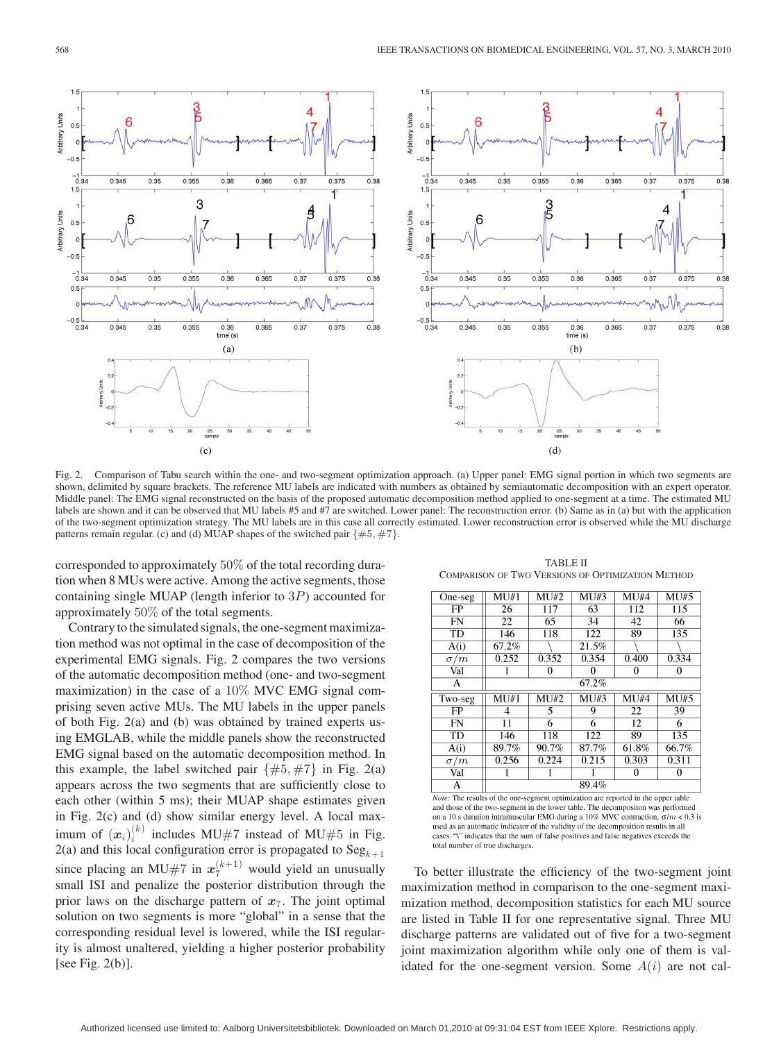Fig. 2. Comparison of Tabu search within the one- and two-segment optimization approach. (a) Upper panel: EMG signal portion in which two segments are shown, delimited by square brackets. The reference MU labels are indicated with numbers as obtained by semiautomatic decomposition with an expert operator. Middle panel: The EMG signal reconstructed on the basis of the proposed automatic decomposition method applied to one-segment at a time. The estimated MU labels are shown and it can be observed that MU labels #5 and #7 are switched. Lower panel: The reconstruction error. (b) Same as in (a) but with the application of the two-segment optimization strategy. The MU labels are in this case all correctly estimated. Lower reconstruction error is observed while the MU discharge patterns remain regular. (c) and (d) MUAP shapes of the switched pair $\{\#5, \#7\}$.

corresponded to approximately 50% of the total recording duration when 8 MUs were active. Among the active segments, those containing single MUAP (length inferior to $3P$) accounted for approximately 50% of the total segments.

Contrary to the simulated signals, the one-segment maximization method was not optimal in the case of decomposition of the experimental EMG signals. Fig. 2 compares the two versions of the automatic decomposition method (one- and two-segment maximization) in the case of a 10% MVC EMG signal comprising seven active MUs. The MU labels in the upper panels of both Fig. 2(a) and (b) was obtained by trained experts using EMGLAB, while the middle panels show the reconstructed EMG signal based on the automatic decomposition method. In this example, the label switched pair $\{\#5, \#7\}$ in Fig. 2(a) appears across the two segments that are sufficiently close to each other (within 5 ms); their MUAP shape estimates given in Fig. 2(c) and (d) show similar energy level. A local maximum of $(\boldsymbol{x}_i)_i^{(k)}$ includes MU#7 instead of MU#5 in Fig. 2(a) and this local configuration error is propagated to $\text{Seg}_{k+1}$ since placing an MU#7 in $\boldsymbol{x}_7^{(k+1)}$ would yield an unusually small ISI and penalize the posterior distribution through the prior laws on the discharge pattern of $\boldsymbol{x}_7$. The joint optimal solution on two segments is more "global" in a sense that the corresponding residual level is lowered, while the ISI regularity is almost unaltered, yielding a higher posterior probability [see Fig. 2(b)].

TABLE II
COMPARISON OF TWO VERSIONS OF OPTIMIZATION METHOD

| One-seg | MU#1 | MU#2 | MU#3 | MU#4 | MU#5 |
|---|---|---|---|---|---|
| FP | 26 | 117 | 63 | 112 | 115 |
| FN | 22 | 65 | 34 | 42 | 66 |
| TD | 146 | 118 | 122 | 89 | 135 |
| A(i) | 67.2% | \ | 21.5% | \ | \ |
| $\sigma/m$ | 0.252 | 0.352 | 0.354 | 0.400 | 0.334 |
| Val | 1 | 0 | 0 | 0 | 0 |
| A | 67.2% | | | | |
| **Two-seg** | **MU#1** | **MU#2** | **MU#3** | **MU#4** | **MU#5** |
| FP | 4 | 5 | 9 | 22 | 39 |
| FN | 11 | 6 | 6 | 12 | 6 |
| TD | 146 | 118 | 122 | 89 | 135 |
| A(i) | 89.7% | 90.7% | 87.7% | 61.8% | 66.7% |
| $\sigma/m$ | 0.256 | 0.224 | 0.215 | 0.303 | 0.311 |
| Val | 1 | 1 | 1 | 0 | 0 |
| A | 89.4% | | | | |

*Note:* The results of the one-segment optimization are reported in the upper table and those of the two-segment in the lower table. The decompositon was performed on a 10 s duration intramuscular EMG during a 10% MVC contraction. $\sigma/m < 0.3$ is used as an automatic indicator of the validity of the decomposition results in all cases. "\" indicates that the sum of false positives and false negatives exceeds the total number of true discharges.

To better illustrate the efficiency of the two-segment joint maximization method in comparison to the one-segment maximization method, decomposition statistics for each MU source are listed in Table II for one representative signal. Three MU discharge patterns are validated out of five for a two-segment joint maximization algorithm while only one of them is validated for the one-segment version. Some $A(i)$ are not cal-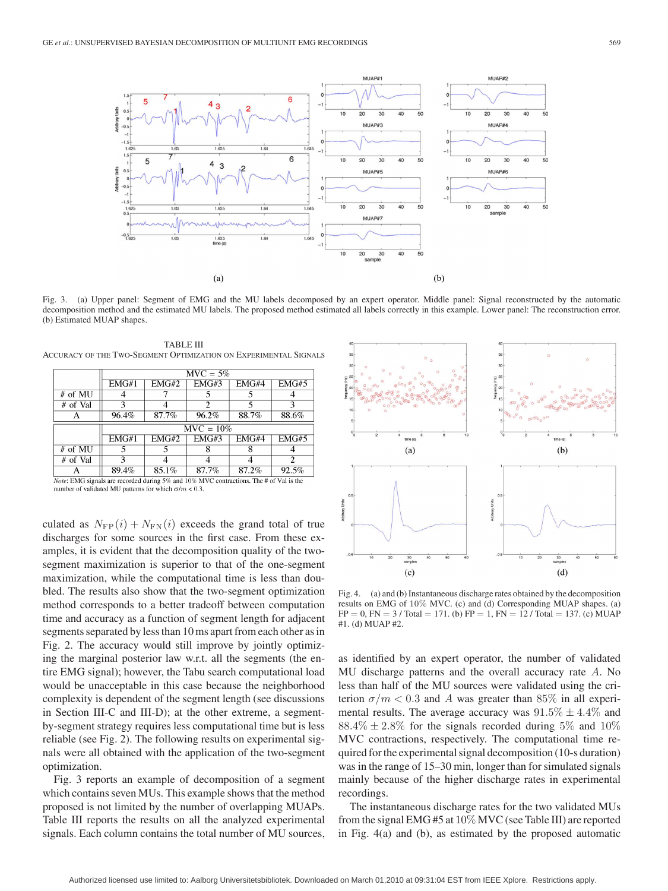Fig. 3. (a) Upper panel: Segment of EMG and the MU labels decomposed by an expert operator. Middle panel: Signal reconstructed by the automatic decomposition method and the estimated MU labels. The proposed method estimated all labels correctly in this example. Lower panel: The reconstruction error. (b) Estimated MUAP shapes.

TABLE III
ACCURACY OF THE TWO-SEGMENT OPTIMIZATION ON EXPERIMENTAL SIGNALS

| | MVC = 5% | | | | |
|---|---|---|---|---|---|
| | EMG#1 | EMG#2 | EMG#3 | EMG#4 | EMG#5 |
| # of MU | 4 | 7 | 5 | 5 | 4 |
| # of Val | 3 | 4 | 2 | 5 | 3 |
| A | 96.4% | 87.7% | 96.2% | 88.7% | 88.6% |
| | MVC = 10% | | | | |
| | EMG#1 | EMG#2 | EMG#3 | EMG#4 | EMG#5 |
| # of MU | 5 | 5 | 8 | 8 | 4 |
| # of Val | 3 | 4 | 4 | 4 | 2 |
| A | 89.4% | 85.1% | 87.7% | 87.2% | 92.5% |

*Note*: EMG signals are recorded during 5% and 10% MVC contractions. The # of Val is the number of validated MU patterns for which $\sigma/m < 0.3$.

culated as $N_{\mathrm{FP}}(i) + N_{\mathrm{FN}}(i)$ exceeds the grand total of true discharges for some sources in the first case. From these examples, it is evident that the decomposition quality of the two-segment maximization is superior to that of the one-segment maximization, while the computational time is less than doubled. The results also show that the two-segment optimization method corresponds to a better tradeoff between computation time and accuracy as a function of segment length for adjacent segments separated by less than 10 ms apart from each other as in Fig. 2. The accuracy would still improve by jointly optimizing the marginal posterior law w.r.t. all the segments (the entire EMG signal); however, the Tabu search computational load would be unacceptable in this case because the neighborhood complexity is dependent of the segment length (see discussions in Section III-C and III-D); at the other extreme, a segment-by-segment strategy requires less computational time but is less reliable (see Fig. 2). The following results on experimental signals were all obtained with the application of the two-segment optimization.

Fig. 3 reports an example of decomposition of a segment which contains seven MUs. This example shows that the method proposed is not limited by the number of overlapping MUAPs. Table III reports the results on all the analyzed experimental signals. Each column contains the total number of MU sources, as identified by an expert operator, the number of validated MU discharge patterns and the overall accuracy rate $A$. No less than half of the MU sources were validated using the criterion $\sigma/m < 0.3$ and $A$ was greater than 85% in all experimental results. The average accuracy was $91.5\% \pm 4.4\%$ and $88.4\% \pm 2.8\%$ for the signals recorded during 5% and 10% MVC contractions, respectively. The computational time required for the experimental signal decomposition (10-s duration) was in the range of 15–30 min, longer than for simulated signals mainly because of the higher discharge rates in experimental recordings.

Fig. 4. (a) and (b) Instantaneous discharge rates obtained by the decomposition results on EMG of 10% MVC. (c) and (d) Corresponding MUAP shapes. (a) FP = 0, FN = 3 / Total = 171. (b) FP = 1, FN = 12 / Total = 137. (c) MUAP #1. (d) MUAP #2.

The instantaneous discharge rates for the two validated MUs from the signal EMG #5 at 10% MVC (see Table III) are reported in Fig. 4(a) and (b), as estimated by the proposed automatic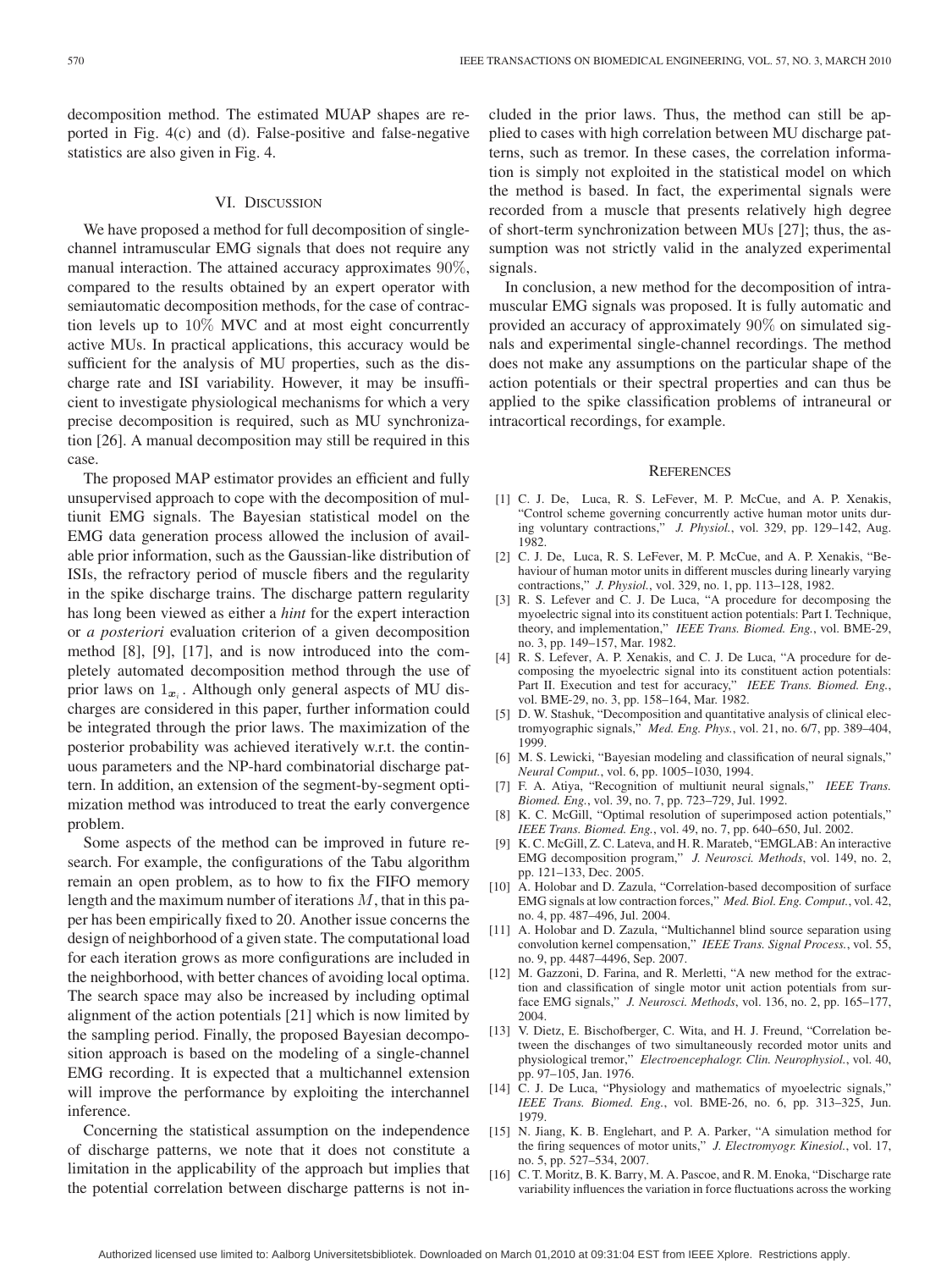decomposition method. The estimated MUAP shapes are reported in Fig. 4(c) and (d). False-positive and false-negative statistics are also given in Fig. 4.

## VI. Discussion

We have proposed a method for full decomposition of single-channel intramuscular EMG signals that does not require any manual interaction. The attained accuracy approximates 90%, compared to the results obtained by an expert operator with semiautomatic decomposition methods, for the case of contraction levels up to 10% MVC and at most eight concurrently active MUs. In practical applications, this accuracy would be sufficient for the analysis of MU properties, such as the discharge rate and ISI variability. However, it may be insufficient to investigate physiological mechanisms for which a very precise decomposition is required, such as MU synchronization [26]. A manual decomposition may still be required in this case.

The proposed MAP estimator provides an efficient and fully unsupervised approach to cope with the decomposition of multiunit EMG signals. The Bayesian statistical model on the EMG data generation process allowed the inclusion of available prior information, such as the Gaussian-like distribution of ISIs, the refractory period of muscle fibers and the regularity in the spike discharge trains. The discharge pattern regularity has long been viewed as either a *hint* for the expert interaction or *a posteriori* evaluation criterion of a given decomposition method [8], [9], [17], and is now introduced into the completely automated decomposition method through the use of prior laws on $1_{x_i}$. Although only general aspects of MU discharges are considered in this paper, further information could be integrated through the prior laws. The maximization of the posterior probability was achieved iteratively w.r.t. the continuous parameters and the NP-hard combinatorial discharge pattern. In addition, an extension of the segment-by-segment optimization method was introduced to treat the early convergence problem.

Some aspects of the method can be improved in future research. For example, the configurations of the Tabu algorithm remain an open problem, as to how to fix the FIFO memory length and the maximum number of iterations $M$, that in this paper has been empirically fixed to 20. Another issue concerns the design of neighborhood of a given state. The computational load for each iteration grows as more configurations are included in the neighborhood, with better chances of avoiding local optima. The search space may also be increased by including optimal alignment of the action potentials [21] which is now limited by the sampling period. Finally, the proposed Bayesian decomposition approach is based on the modeling of a single-channel EMG recording. It is expected that a multichannel extension will improve the performance by exploiting the interchannel inference.

Concerning the statistical assumption on the independence of discharge patterns, we note that it does not constitute a limitation in the applicability of the approach but implies that the potential correlation between discharge patterns is not included in the prior laws. Thus, the method can still be applied to cases with high correlation between MU discharge patterns, such as tremor. In these cases, the correlation information is simply not exploited in the statistical model on which the method is based. In fact, the experimental signals were recorded from a muscle that presents relatively high degree of short-term synchronization between MUs [27]; thus, the assumption was not strictly valid in the analyzed experimental signals.

In conclusion, a new method for the decomposition of intramuscular EMG signals was proposed. It is fully automatic and provided an accuracy of approximately 90% on simulated signals and experimental single-channel recordings. The method does not make any assumptions on the particular shape of the action potentials or their spectral properties and can thus be applied to the spike classification problems of intraneural or intracortical recordings, for example.

## References

[1] C. J. De, Luca, R. S. LeFever, M. P. McCue, and A. P. Xenakis, "Control scheme governing concurrently active human motor units during voluntary contractions," *J. Physiol.*, vol. 329, pp. 129–142, Aug. 1982.

[2] C. J. De, Luca, R. S. LeFever, M. P. McCue, and A. P. Xenakis, "Behaviour of human motor units in different muscles during linearly varying contractions," *J. Physiol.*, vol. 329, no. 1, pp. 113–128, 1982.

[3] R. S. Lefever and C. J. De Luca, "A procedure for decomposing the myoelectric signal into its constituent action potentials: Part I. Technique, theory, and implementation," *IEEE Trans. Biomed. Eng.*, vol. BME-29, no. 3, pp. 149–157, Mar. 1982.

[4] R. S. Lefever, A. P. Xenakis, and C. J. De Luca, "A procedure for decomposing the myoelectric signal into its constituent action potentials: Part II. Execution and test for accuracy," *IEEE Trans. Biomed. Eng.*, vol. BME-29, no. 3, pp. 158–164, Mar. 1982.

[5] D. W. Stashuk, "Decomposition and quantitative analysis of clinical electromyographic signals," *Med. Eng. Phys.*, vol. 21, no. 6/7, pp. 389–404, 1999.

[6] M. S. Lewicki, "Bayesian modeling and classification of neural signals," *Neural Comput.*, vol. 6, pp. 1005–1030, 1994.

[7] F. A. Atiya, "Recognition of multiunit neural signals," *IEEE Trans. Biomed. Eng.*, vol. 39, no. 7, pp. 723–729, Jul. 1992.

[8] K. C. McGill, "Optimal resolution of superimposed action potentials," *IEEE Trans. Biomed. Eng.*, vol. 49, no. 7, pp. 640–650, Jul. 2002.

[9] K. C. McGill, Z. C. Lateva, and H. R. Marateb, "EMGLAB: An interactive EMG decomposition program," *J. Neurosci. Methods*, vol. 149, no. 2, pp. 121–133, Dec. 2005.

[10] A. Holobar and D. Zazula, "Correlation-based decomposition of surface EMG signals at low contraction forces," *Med. Biol. Eng. Comput.*, vol. 42, no. 4, pp. 487–496, Jul. 2004.

[11] A. Holobar and D. Zazula, "Multichannel blind source separation using convolution kernel compensation," *IEEE Trans. Signal Process.*, vol. 55, no. 9, pp. 4487–4496, Sep. 2007.

[12] M. Gazzoni, D. Farina, and R. Merletti, "A new method for the extraction and classification of single motor unit action potentials from surface EMG signals," *J. Neurosci. Methods*, vol. 136, no. 2, pp. 165–177, 2004.

[13] V. Dietz, E. Bischofberger, C. Wita, and H. J. Freund, "Correlation between the discharges of two simultaneously recorded motor units and physiological tremor," *Electroencephalogr. Clin. Neurophysiol.*, vol. 40, pp. 97–105, Jan. 1976.

[14] C. J. De Luca, "Physiology and mathematics of myoelectric signals," *IEEE Trans. Biomed. Eng.*, vol. BME-26, no. 6, pp. 313–325, Jun. 1979.

[15] N. Jiang, K. B. Englehart, and P. A. Parker, "A simulation method for the firing sequences of motor units," *J. Electromyogr. Kinesiol.*, vol. 17, no. 5, pp. 527–534, 2007.

[16] C. T. Moritz, B. K. Barry, M. A. Pascoe, and R. M. Enoka, "Discharge rate variability influences the variation in force fluctuations across the working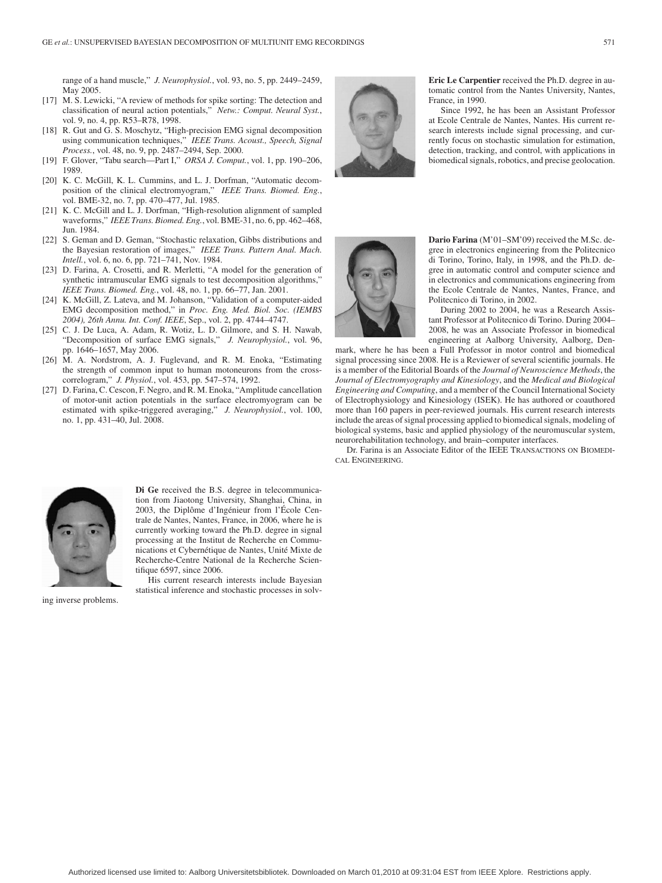range of a hand muscle," *J. Neurophysiol.*, vol. 93, no. 5, pp. 2449–2459, May 2005.

[17] M. S. Lewicki, "A review of methods for spike sorting: The detection and classification of neural action potentials," *Netw.: Comput. Neural Syst.*, vol. 9, no. 4, pp. R53–R78, 1998.

[18] R. Gut and G. S. Moschytz, "High-precision EMG signal decomposition using communication techniques," *IEEE Trans. Acoust., Speech, Signal Process.*, vol. 48, no. 9, pp. 2487–2494, Sep. 2000.

[19] F. Glover, "Tabu search—Part I," *ORSA J. Comput.*, vol. 1, pp. 190–206, 1989.

[20] K. C. McGill, K. L. Cummins, and L. J. Dorfman, "Automatic decomposition of the clinical electromyogram," *IEEE Trans. Biomed. Eng.*, vol. BME-32, no. 7, pp. 470–477, Jul. 1985.

[21] K. C. McGill and L. J. Dorfman, "High-resolution alignment of sampled waveforms," *IEEE Trans. Biomed. Eng.*, vol. BME-31, no. 6, pp. 462–468, Jun. 1984.

[22] S. Geman and D. Geman, "Stochastic relaxation, Gibbs distributions and the Bayesian restoration of images," *IEEE Trans. Pattern Anal. Mach. Intell.*, vol. 6, no. 6, pp. 721–741, Nov. 1984.

[23] D. Farina, A. Crosetti, and R. Merletti, "A model for the generation of synthetic intramuscular EMG signals to test decomposition algorithms," *IEEE Trans. Biomed. Eng.*, vol. 48, no. 1, pp. 66–77, Jan. 2001.

[24] K. McGill, Z. Lateva, and M. Johanson, "Validation of a computer-aided EMG decomposition method," in *Proc. Eng. Med. Biol. Soc. (IEMBS 2004), 26th Annu. Int. Conf. IEEE*, Sep., vol. 2, pp. 4744–4747.

[25] C. J. De Luca, A. Adam, R. Wotiz, L. D. Gilmore, and S. H. Nawab, "Decomposition of surface EMG signals," *J. Neurophysiol.*, vol. 96, pp. 1646–1657, May 2006.

[26] M. A. Nordstrom, A. J. Fuglevand, and R. M. Enoka, "Estimating the strength of common input to human motoneurons from the cross-correlogram," *J. Physiol.*, vol. 453, pp. 547–574, 1992.

[27] D. Farina, C. Cescon, F. Negro, and R. M. Enoka, "Amplitude cancellation of motor-unit action potentials in the surface electromyogram can be estimated with spike-triggered averaging," *J. Neurophysiol.*, vol. 100, no. 1, pp. 431–40, Jul. 2008.

**Di Ge** received the B.S. degree in telecommunication from Jiaotong University, Shanghai, China, in 2003, the Diplôme d'Ingénieur from l'École Centrale de Nantes, Nantes, France, in 2006, where he is currently working toward the Ph.D. degree in signal processing at the Institut de Recherche en Communications et Cybernétique de Nantes, Unité Mixte de Recherche-Centre National de la Recherche Scientifique 6597, since 2006.

His current research interests include Bayesian statistical inference and stochastic processes in solving inverse problems.

**Eric Le Carpentier** received the Ph.D. degree in automatic control from the Nantes University, Nantes, France, in 1990.

Since 1992, he has been an Assistant Professor at Ecole Centrale de Nantes, Nantes. His current research interests include signal processing, and currently focus on stochastic simulation for estimation, detection, tracking, and control, with applications in biomedical signals, robotics, and precise geolocation.

**Dario Farina** (M'01–SM'09) received the M.Sc. degree in electronics engineering from the Politecnico di Torino, Torino, Italy, in 1998, and the Ph.D. degree in automatic control and computer science and in electronics and communications engineering from the Ecole Centrale de Nantes, Nantes, France, and Politecnico di Torino, in 2002.

During 2002 to 2004, he was a Research Assistant Professor at Politecnico di Torino. During 2004–2008, he was an Associate Professor in biomedical engineering at Aalborg University, Aalborg, Denmark, where he has been a Full Professor in motor control and biomedical signal processing since 2008. He is a Reviewer of several scientific journals. He is a member of the Editorial Boards of the *Journal of Neuroscience Methods*, the *Journal of Electromyography and Kinesiology*, and the *Medical and Biological Engineering and Computing*, and a member of the Council International Society of Electrophysiology and Kinesiology (ISEK). He has authored or coauthored more than 160 papers in peer-reviewed journals. His current research interests include the areas of signal processing applied to biomedical signals, modeling of biological systems, basic and applied physiology of the neuromuscular system, neurorehabilitation technology, and brain–computer interfaces.

Dr. Farina is an Associate Editor of the IEEE TRANSACTIONS ON BIOMEDICAL ENGINEERING.